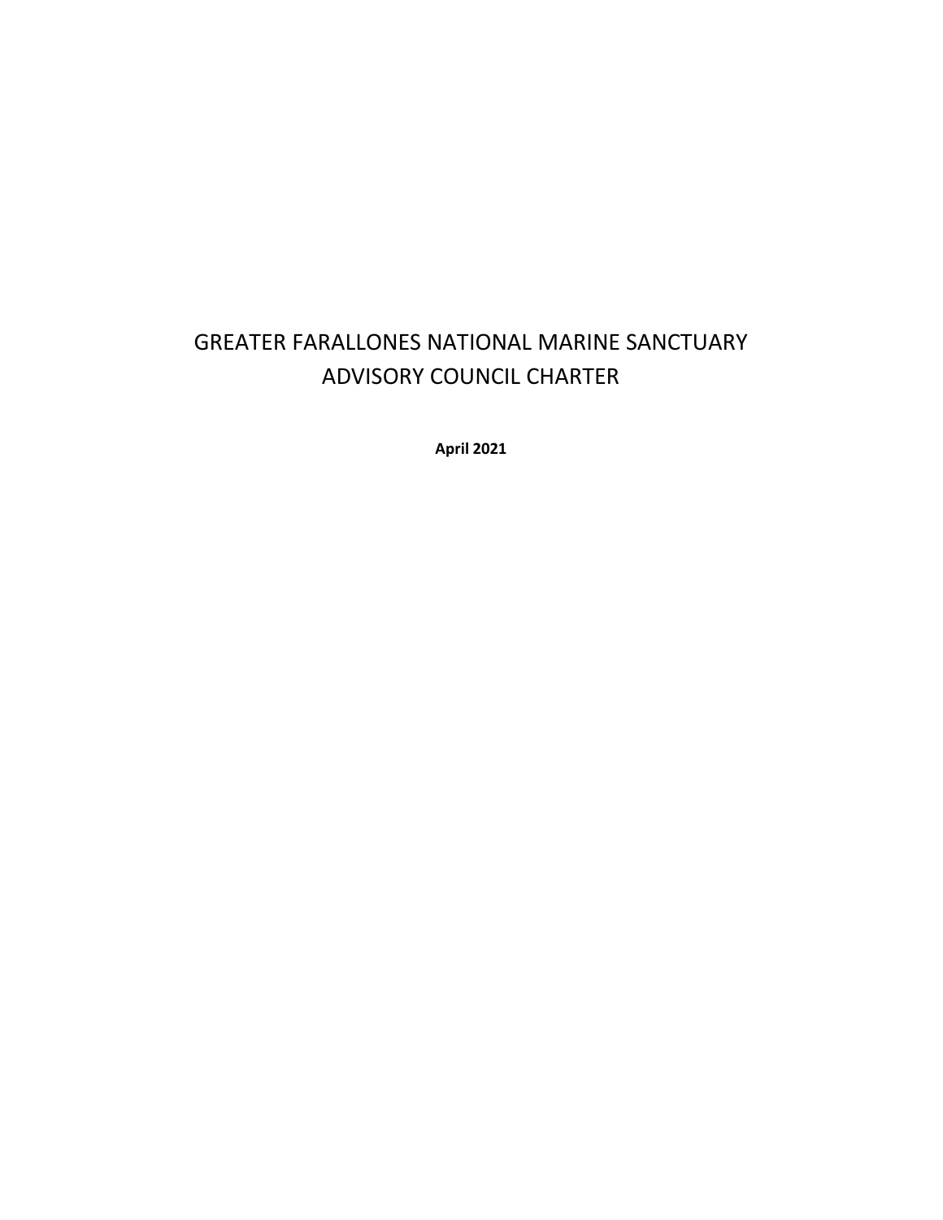# GREATER FARALLONES NATIONAL MARINE SANCTUARY ADVISORY COUNCIL CHARTER

**April 2021**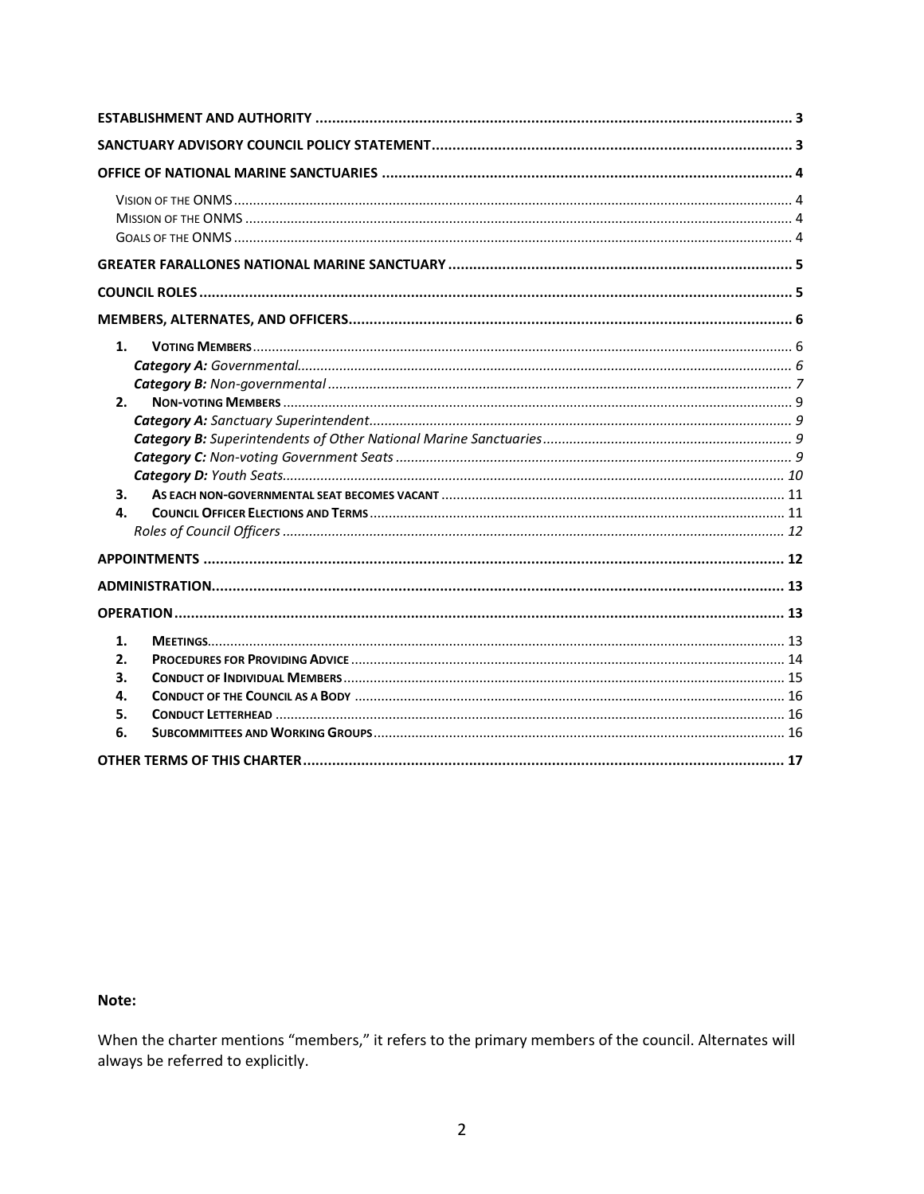| | |
|---|---|
| **ESTABLISHMENT AND AUTHORITY** | **3** |
| **SANCTUARY ADVISORY COUNCIL POLICY STATEMENT** | **3** |
| **OFFICE OF NATIONAL MARINE SANCTUARIES** | **4** |
| VISION OF THE ONMS | 4 |
| MISSION OF THE ONMS | 4 |
| GOALS OF THE ONMS | 4 |
| **GREATER FARALLONES NATIONAL MARINE SANCTUARY** | **5** |
| **COUNCIL ROLES** | **5** |
| **MEMBERS, ALTERNATES, AND OFFICERS** | **6** |
| **1. VOTING MEMBERS** | 6 |
| ***Category A:*** *Governmental* | *6* |
| ***Category B:*** *Non-governmental* | *7* |
| **2. NON-VOTING MEMBERS** | 9 |
| ***Category A:*** *Sanctuary Superintendent* | *9* |
| ***Category B:*** *Superintendents of Other National Marine Sanctuaries* | *9* |
| ***Category C:*** *Non-voting Government Seats* | *9* |
| ***Category D:*** *Youth Seats* | *10* |
| **3. AS EACH NON-GOVERNMENTAL SEAT BECOMES VACANT** | 11 |
| **4. COUNCIL OFFICER ELECTIONS AND TERMS** | 11 |
| *Roles of Council Officers* | *12* |
| **APPOINTMENTS** | **12** |
| **ADMINISTRATION** | **13** |
| **OPERATION** | **13** |
| **1. MEETINGS** | 13 |
| **2. PROCEDURES FOR PROVIDING ADVICE** | 14 |
| **3. CONDUCT OF INDIVIDUAL MEMBERS** | 15 |
| **4. CONDUCT OF THE COUNCIL AS A BODY** | 16 |
| **5. CONDUCT LETTERHEAD** | 16 |
| **6. SUBCOMMITTEES AND WORKING GROUPS** | 16 |
| **OTHER TERMS OF THIS CHARTER** | **17** |

**Note:**

When the charter mentions "members," it refers to the primary members of the council. Alternates will always be referred to explicitly.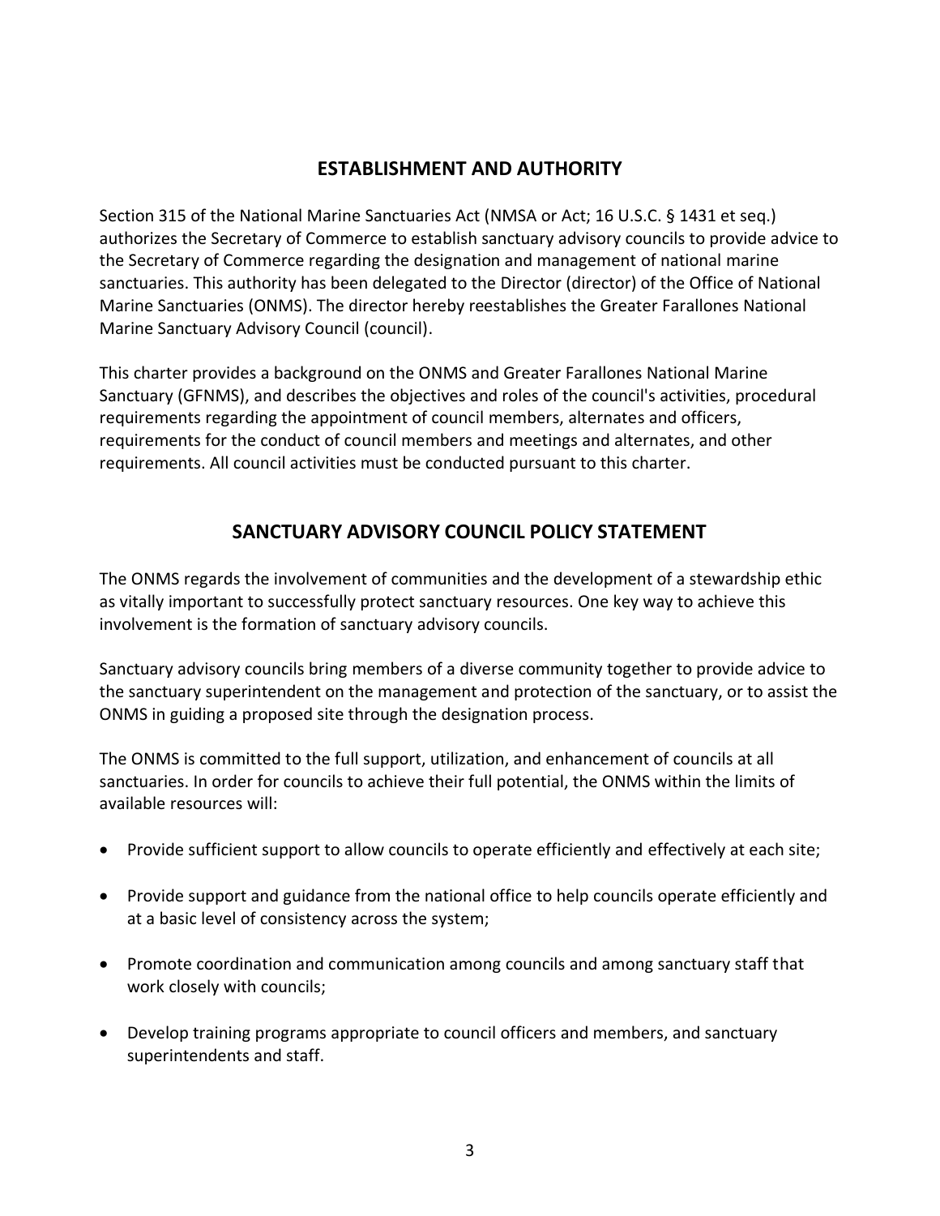## ESTABLISHMENT AND AUTHORITY

Section 315 of the National Marine Sanctuaries Act (NMSA or Act; 16 U.S.C. § 1431 et seq.) authorizes the Secretary of Commerce to establish sanctuary advisory councils to provide advice to the Secretary of Commerce regarding the designation and management of national marine sanctuaries. This authority has been delegated to the Director (director) of the Office of National Marine Sanctuaries (ONMS). The director hereby reestablishes the Greater Farallones National Marine Sanctuary Advisory Council (council).

This charter provides a background on the ONMS and Greater Farallones National Marine Sanctuary (GFNMS), and describes the objectives and roles of the council's activities, procedural requirements regarding the appointment of council members, alternates and officers, requirements for the conduct of council members and meetings and alternates, and other requirements. All council activities must be conducted pursuant to this charter.

## SANCTUARY ADVISORY COUNCIL POLICY STATEMENT

The ONMS regards the involvement of communities and the development of a stewardship ethic as vitally important to successfully protect sanctuary resources. One key way to achieve this involvement is the formation of sanctuary advisory councils.

Sanctuary advisory councils bring members of a diverse community together to provide advice to the sanctuary superintendent on the management and protection of the sanctuary, or to assist the ONMS in guiding a proposed site through the designation process.

The ONMS is committed to the full support, utilization, and enhancement of councils at all sanctuaries. In order for councils to achieve their full potential, the ONMS within the limits of available resources will:

- Provide sufficient support to allow councils to operate efficiently and effectively at each site;
- Provide support and guidance from the national office to help councils operate efficiently and at a basic level of consistency across the system;
- Promote coordination and communication among councils and among sanctuary staff that work closely with councils;
- Develop training programs appropriate to council officers and members, and sanctuary superintendents and staff.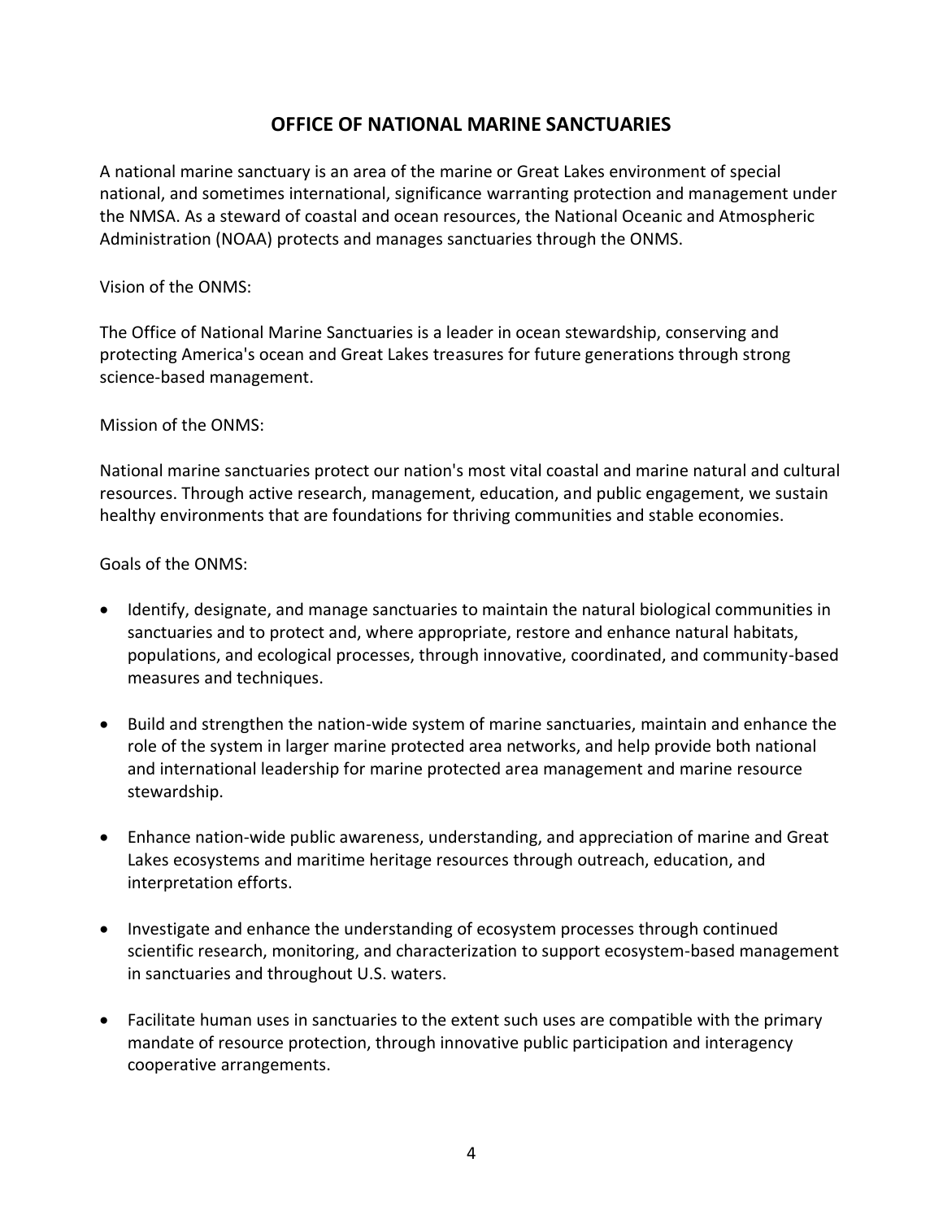## OFFICE OF NATIONAL MARINE SANCTUARIES

A national marine sanctuary is an area of the marine or Great Lakes environment of special national, and sometimes international, significance warranting protection and management under the NMSA. As a steward of coastal and ocean resources, the National Oceanic and Atmospheric Administration (NOAA) protects and manages sanctuaries through the ONMS.

Vision of the ONMS:

The Office of National Marine Sanctuaries is a leader in ocean stewardship, conserving and protecting America's ocean and Great Lakes treasures for future generations through strong science-based management.

Mission of the ONMS:

National marine sanctuaries protect our nation's most vital coastal and marine natural and cultural resources. Through active research, management, education, and public engagement, we sustain healthy environments that are foundations for thriving communities and stable economies.

Goals of the ONMS:

- Identify, designate, and manage sanctuaries to maintain the natural biological communities in sanctuaries and to protect and, where appropriate, restore and enhance natural habitats, populations, and ecological processes, through innovative, coordinated, and community-based measures and techniques.

- Build and strengthen the nation-wide system of marine sanctuaries, maintain and enhance the role of the system in larger marine protected area networks, and help provide both national and international leadership for marine protected area management and marine resource stewardship.

- Enhance nation-wide public awareness, understanding, and appreciation of marine and Great Lakes ecosystems and maritime heritage resources through outreach, education, and interpretation efforts.

- Investigate and enhance the understanding of ecosystem processes through continued scientific research, monitoring, and characterization to support ecosystem-based management in sanctuaries and throughout U.S. waters.

- Facilitate human uses in sanctuaries to the extent such uses are compatible with the primary mandate of resource protection, through innovative public participation and interagency cooperative arrangements.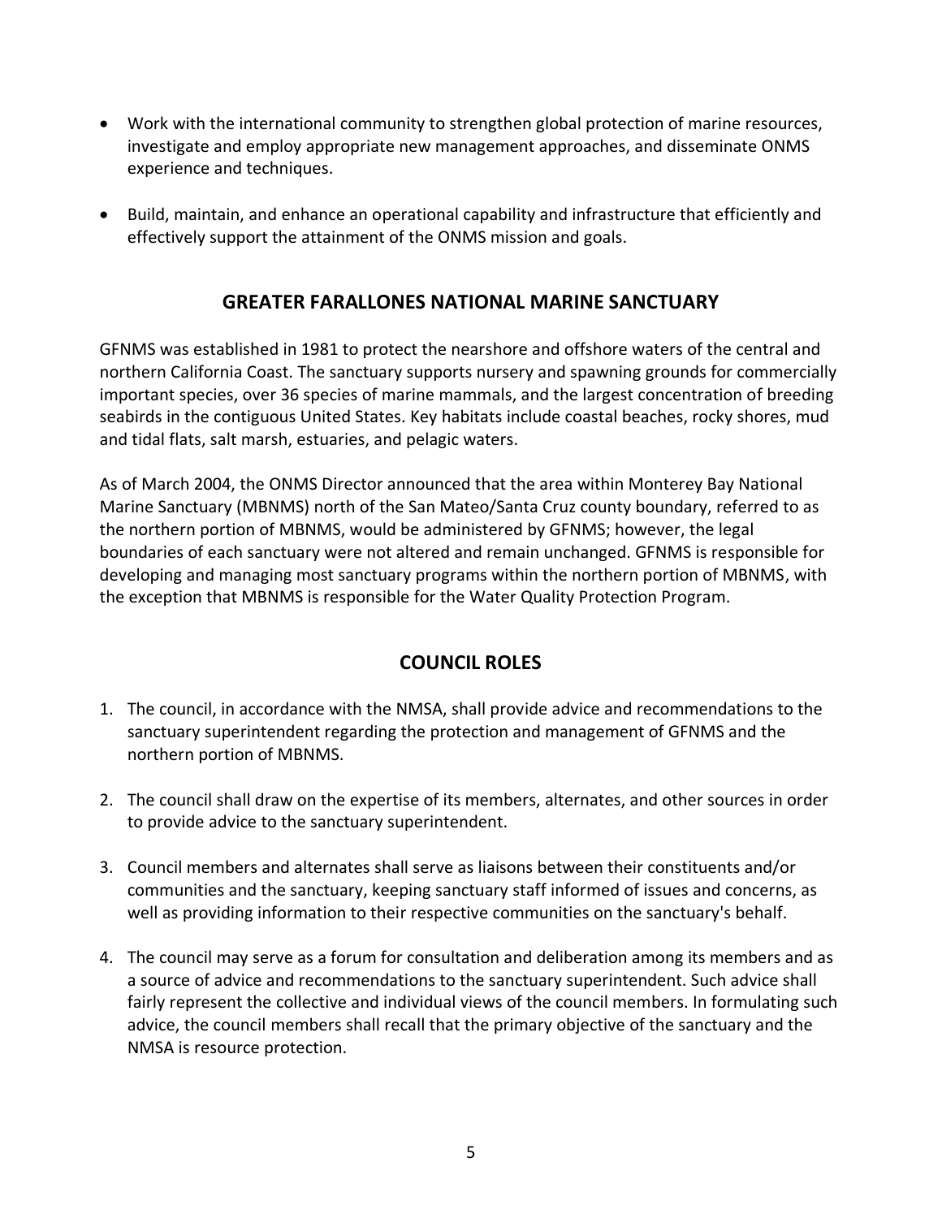- Work with the international community to strengthen global protection of marine resources, investigate and employ appropriate new management approaches, and disseminate ONMS experience and techniques.
- Build, maintain, and enhance an operational capability and infrastructure that efficiently and effectively support the attainment of the ONMS mission and goals.

## GREATER FARALLONES NATIONAL MARINE SANCTUARY

GFNMS was established in 1981 to protect the nearshore and offshore waters of the central and northern California Coast. The sanctuary supports nursery and spawning grounds for commercially important species, over 36 species of marine mammals, and the largest concentration of breeding seabirds in the contiguous United States. Key habitats include coastal beaches, rocky shores, mud and tidal flats, salt marsh, estuaries, and pelagic waters.

As of March 2004, the ONMS Director announced that the area within Monterey Bay National Marine Sanctuary (MBNMS) north of the San Mateo/Santa Cruz county boundary, referred to as the northern portion of MBNMS, would be administered by GFNMS; however, the legal boundaries of each sanctuary were not altered and remain unchanged. GFNMS is responsible for developing and managing most sanctuary programs within the northern portion of MBNMS, with the exception that MBNMS is responsible for the Water Quality Protection Program.

## COUNCIL ROLES

1. The council, in accordance with the NMSA, shall provide advice and recommendations to the sanctuary superintendent regarding the protection and management of GFNMS and the northern portion of MBNMS.
2. The council shall draw on the expertise of its members, alternates, and other sources in order to provide advice to the sanctuary superintendent.
3. Council members and alternates shall serve as liaisons between their constituents and/or communities and the sanctuary, keeping sanctuary staff informed of issues and concerns, as well as providing information to their respective communities on the sanctuary's behalf.
4. The council may serve as a forum for consultation and deliberation among its members and as a source of advice and recommendations to the sanctuary superintendent. Such advice shall fairly represent the collective and individual views of the council members. In formulating such advice, the council members shall recall that the primary objective of the sanctuary and the NMSA is resource protection.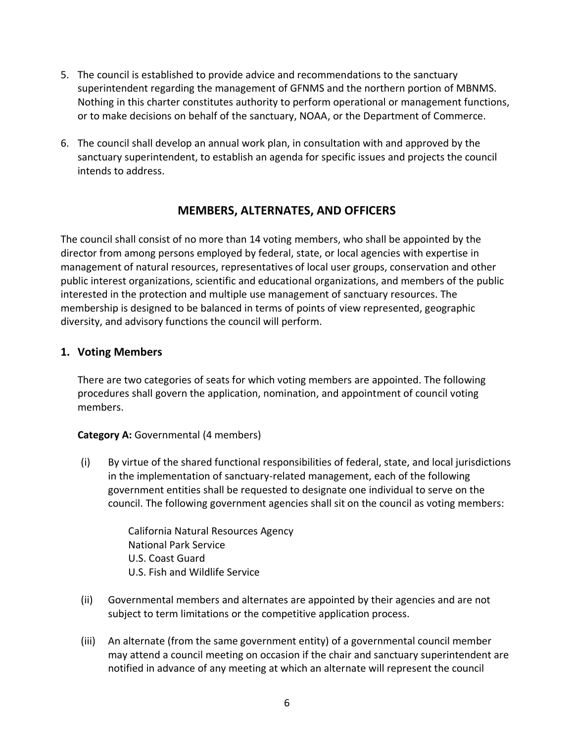5. The council is established to provide advice and recommendations to the sanctuary superintendent regarding the management of GFNMS and the northern portion of MBNMS. Nothing in this charter constitutes authority to perform operational or management functions, or to make decisions on behalf of the sanctuary, NOAA, or the Department of Commerce.

6. The council shall develop an annual work plan, in consultation with and approved by the sanctuary superintendent, to establish an agenda for specific issues and projects the council intends to address.

## MEMBERS, ALTERNATES, AND OFFICERS

The council shall consist of no more than 14 voting members, who shall be appointed by the director from among persons employed by federal, state, or local agencies with expertise in management of natural resources, representatives of local user groups, conservation and other public interest organizations, scientific and educational organizations, and members of the public interested in the protection and multiple use management of sanctuary resources. The membership is designed to be balanced in terms of points of view represented, geographic diversity, and advisory functions the council will perform.

### 1. Voting Members

There are two categories of seats for which voting members are appointed. The following procedures shall govern the application, nomination, and appointment of council voting members.

**Category A:** Governmental (4 members)

(i) By virtue of the shared functional responsibilities of federal, state, and local jurisdictions in the implementation of sanctuary-related management, each of the following government entities shall be requested to designate one individual to serve on the council. The following government agencies shall sit on the council as voting members:

California Natural Resources Agency
National Park Service
U.S. Coast Guard
U.S. Fish and Wildlife Service

(ii) Governmental members and alternates are appointed by their agencies and are not subject to term limitations or the competitive application process.

(iii) An alternate (from the same government entity) of a governmental council member may attend a council meeting on occasion if the chair and sanctuary superintendent are notified in advance of any meeting at which an alternate will represent the council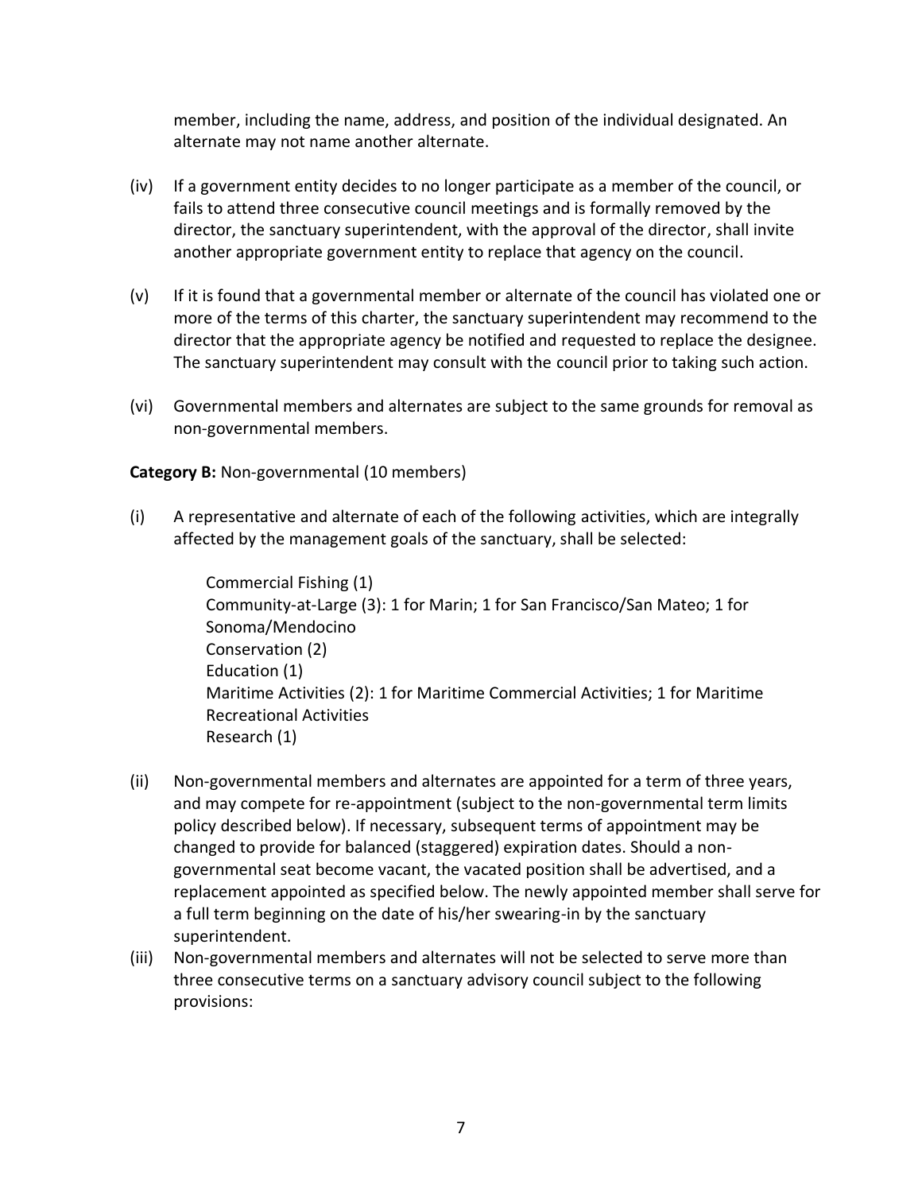member, including the name, address, and position of the individual designated. An alternate may not name another alternate.

(iv) If a government entity decides to no longer participate as a member of the council, or fails to attend three consecutive council meetings and is formally removed by the director, the sanctuary superintendent, with the approval of the director, shall invite another appropriate government entity to replace that agency on the council.

(v) If it is found that a governmental member or alternate of the council has violated one or more of the terms of this charter, the sanctuary superintendent may recommend to the director that the appropriate agency be notified and requested to replace the designee. The sanctuary superintendent may consult with the council prior to taking such action.

(vi) Governmental members and alternates are subject to the same grounds for removal as non-governmental members.

**Category B:** Non-governmental (10 members)

(i) A representative and alternate of each of the following activities, which are integrally affected by the management goals of the sanctuary, shall be selected:

> Commercial Fishing (1)
> Community-at-Large (3): 1 for Marin; 1 for San Francisco/San Mateo; 1 for Sonoma/Mendocino
> Conservation (2)
> Education (1)
> Maritime Activities (2): 1 for Maritime Commercial Activities; 1 for Maritime Recreational Activities
> Research (1)

(ii) Non-governmental members and alternates are appointed for a term of three years, and may compete for re-appointment (subject to the non-governmental term limits policy described below). If necessary, subsequent terms of appointment may be changed to provide for balanced (staggered) expiration dates. Should a non-governmental seat become vacant, the vacated position shall be advertised, and a replacement appointed as specified below. The newly appointed member shall serve for a full term beginning on the date of his/her swearing-in by the sanctuary superintendent.

(iii) Non-governmental members and alternates will not be selected to serve more than three consecutive terms on a sanctuary advisory council subject to the following provisions: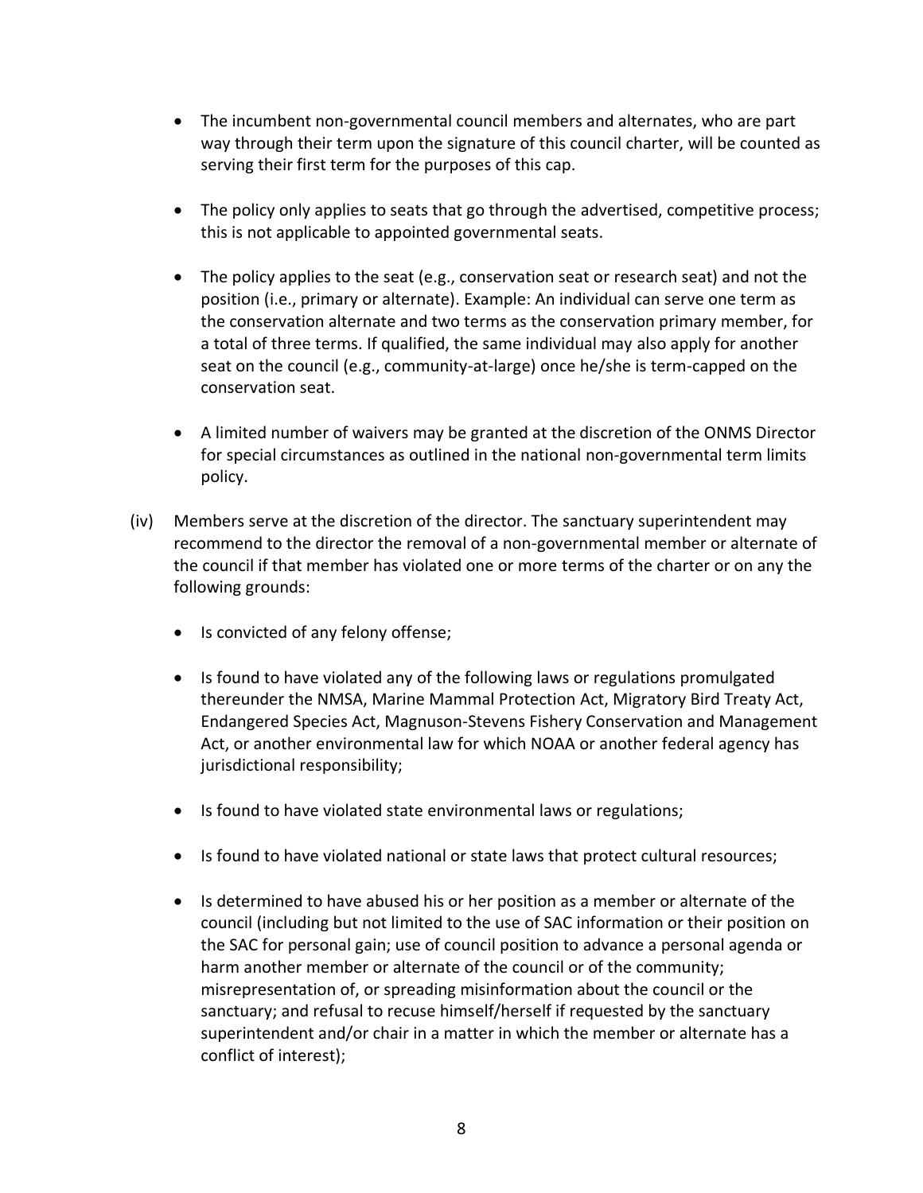- The incumbent non-governmental council members and alternates, who are part way through their term upon the signature of this council charter, will be counted as serving their first term for the purposes of this cap.

- The policy only applies to seats that go through the advertised, competitive process; this is not applicable to appointed governmental seats.

- The policy applies to the seat (e.g., conservation seat or research seat) and not the position (i.e., primary or alternate). Example: An individual can serve one term as the conservation alternate and two terms as the conservation primary member, for a total of three terms. If qualified, the same individual may also apply for another seat on the council (e.g., community-at-large) once he/she is term-capped on the conservation seat.

- A limited number of waivers may be granted at the discretion of the ONMS Director for special circumstances as outlined in the national non-governmental term limits policy.

(iv) Members serve at the discretion of the director. The sanctuary superintendent may recommend to the director the removal of a non-governmental member or alternate of the council if that member has violated one or more terms of the charter or on any the following grounds:

- Is convicted of any felony offense;

- Is found to have violated any of the following laws or regulations promulgated thereunder the NMSA, Marine Mammal Protection Act, Migratory Bird Treaty Act, Endangered Species Act, Magnuson-Stevens Fishery Conservation and Management Act, or another environmental law for which NOAA or another federal agency has jurisdictional responsibility;

- Is found to have violated state environmental laws or regulations;

- Is found to have violated national or state laws that protect cultural resources;

- Is determined to have abused his or her position as a member or alternate of the council (including but not limited to the use of SAC information or their position on the SAC for personal gain; use of council position to advance a personal agenda or harm another member or alternate of the council or of the community; misrepresentation of, or spreading misinformation about the council or the sanctuary; and refusal to recuse himself/herself if requested by the sanctuary superintendent and/or chair in a matter in which the member or alternate has a conflict of interest);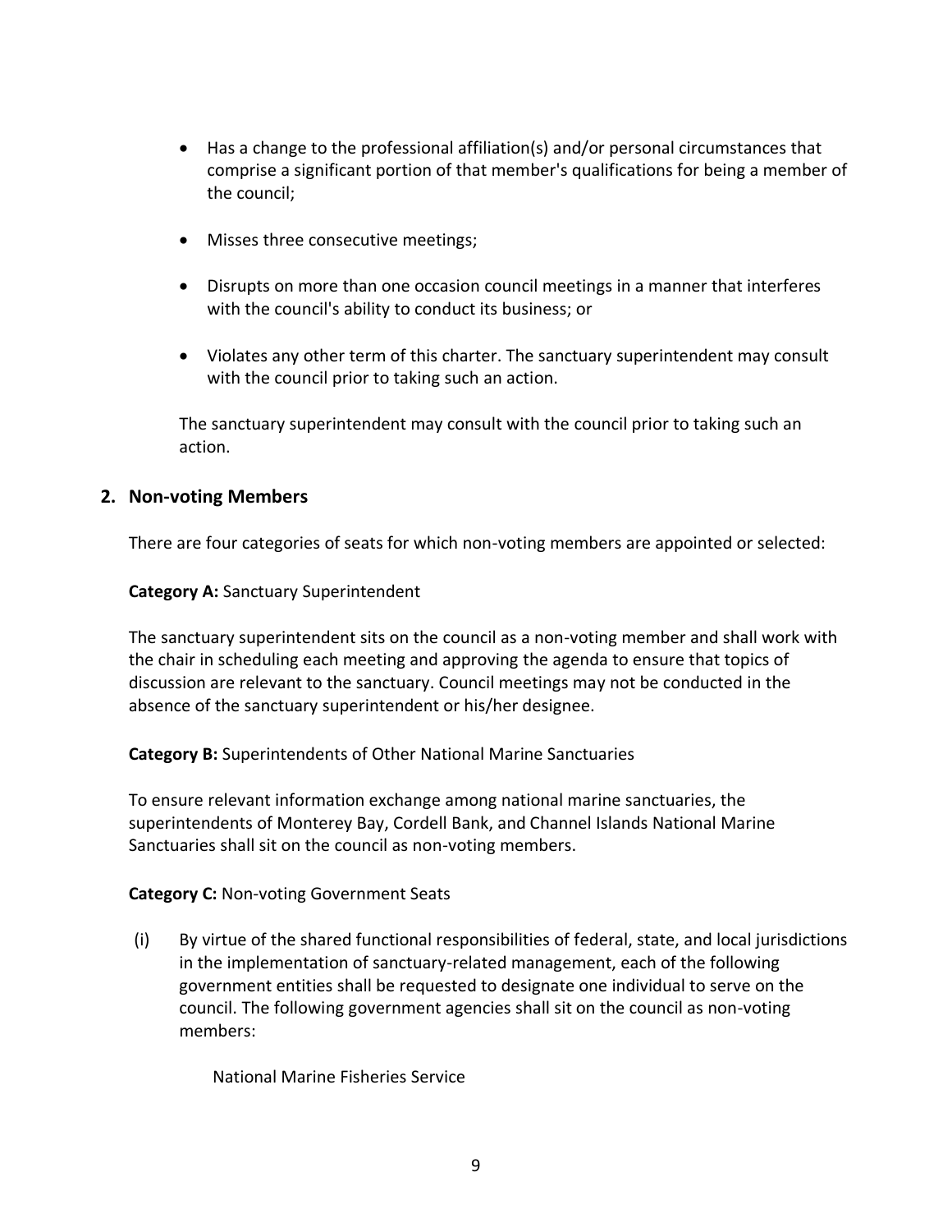- Has a change to the professional affiliation(s) and/or personal circumstances that comprise a significant portion of that member's qualifications for being a member of the council;

- Misses three consecutive meetings;

- Disrupts on more than one occasion council meetings in a manner that interferes with the council's ability to conduct its business; or

- Violates any other term of this charter. The sanctuary superintendent may consult with the council prior to taking such an action.

The sanctuary superintendent may consult with the council prior to taking such an action.

## 2. Non-voting Members

There are four categories of seats for which non-voting members are appointed or selected:

**Category A:** Sanctuary Superintendent

The sanctuary superintendent sits on the council as a non-voting member and shall work with the chair in scheduling each meeting and approving the agenda to ensure that topics of discussion are relevant to the sanctuary. Council meetings may not be conducted in the absence of the sanctuary superintendent or his/her designee.

**Category B:** Superintendents of Other National Marine Sanctuaries

To ensure relevant information exchange among national marine sanctuaries, the superintendents of Monterey Bay, Cordell Bank, and Channel Islands National Marine Sanctuaries shall sit on the council as non-voting members.

**Category C:** Non-voting Government Seats

(i) By virtue of the shared functional responsibilities of federal, state, and local jurisdictions in the implementation of sanctuary-related management, each of the following government entities shall be requested to designate one individual to serve on the council. The following government agencies shall sit on the council as non-voting members:

National Marine Fisheries Service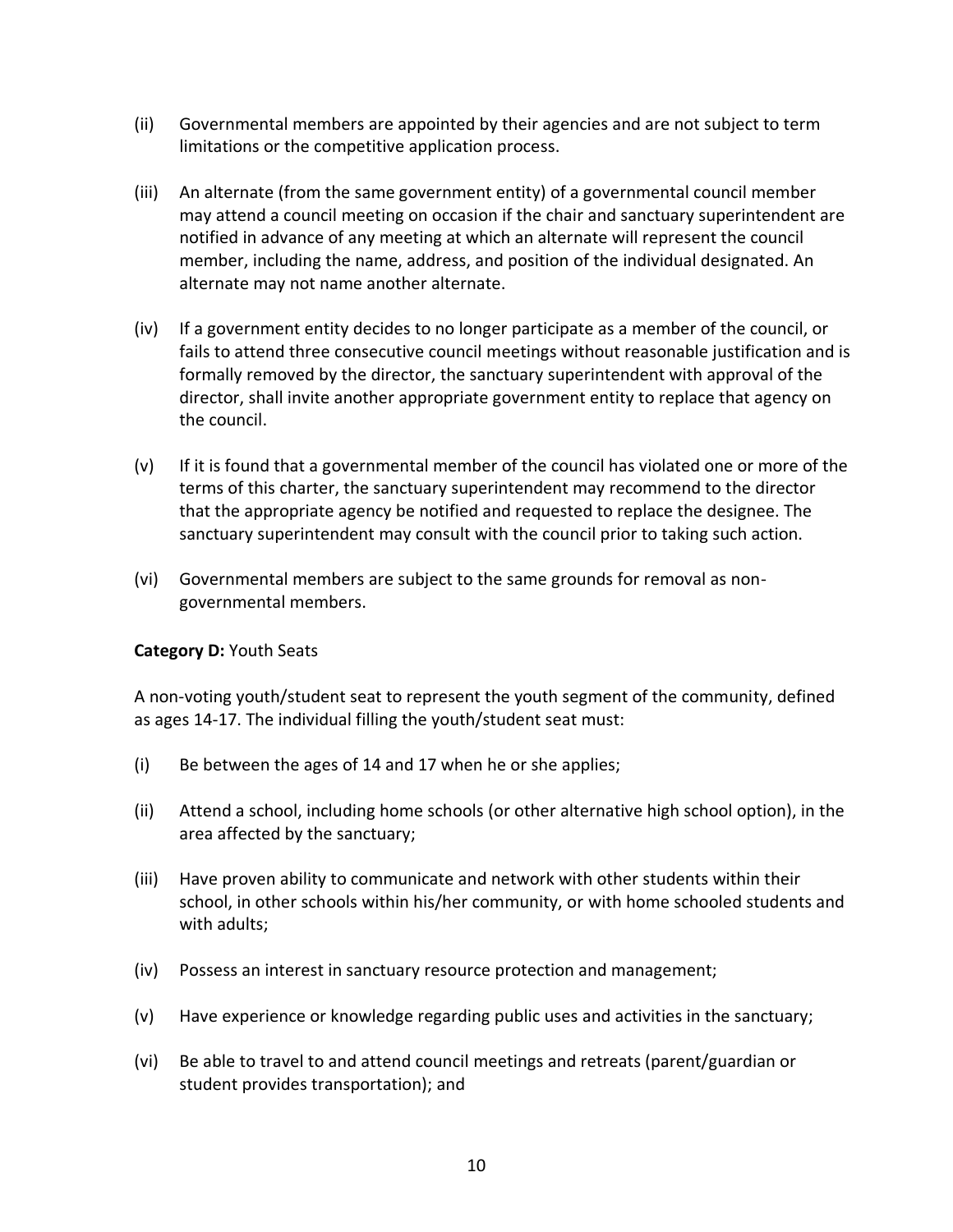(ii) Governmental members are appointed by their agencies and are not subject to term limitations or the competitive application process.

(iii) An alternate (from the same government entity) of a governmental council member may attend a council meeting on occasion if the chair and sanctuary superintendent are notified in advance of any meeting at which an alternate will represent the council member, including the name, address, and position of the individual designated. An alternate may not name another alternate.

(iv) If a government entity decides to no longer participate as a member of the council, or fails to attend three consecutive council meetings without reasonable justification and is formally removed by the director, the sanctuary superintendent with approval of the director, shall invite another appropriate government entity to replace that agency on the council.

(v) If it is found that a governmental member of the council has violated one or more of the terms of this charter, the sanctuary superintendent may recommend to the director that the appropriate agency be notified and requested to replace the designee. The sanctuary superintendent may consult with the council prior to taking such action.

(vi) Governmental members are subject to the same grounds for removal as non-governmental members.

**Category D:** Youth Seats

A non-voting youth/student seat to represent the youth segment of the community, defined as ages 14-17. The individual filling the youth/student seat must:

(i) Be between the ages of 14 and 17 when he or she applies;

(ii) Attend a school, including home schools (or other alternative high school option), in the area affected by the sanctuary;

(iii) Have proven ability to communicate and network with other students within their school, in other schools within his/her community, or with home schooled students and with adults;

(iv) Possess an interest in sanctuary resource protection and management;

(v) Have experience or knowledge regarding public uses and activities in the sanctuary;

(vi) Be able to travel to and attend council meetings and retreats (parent/guardian or student provides transportation); and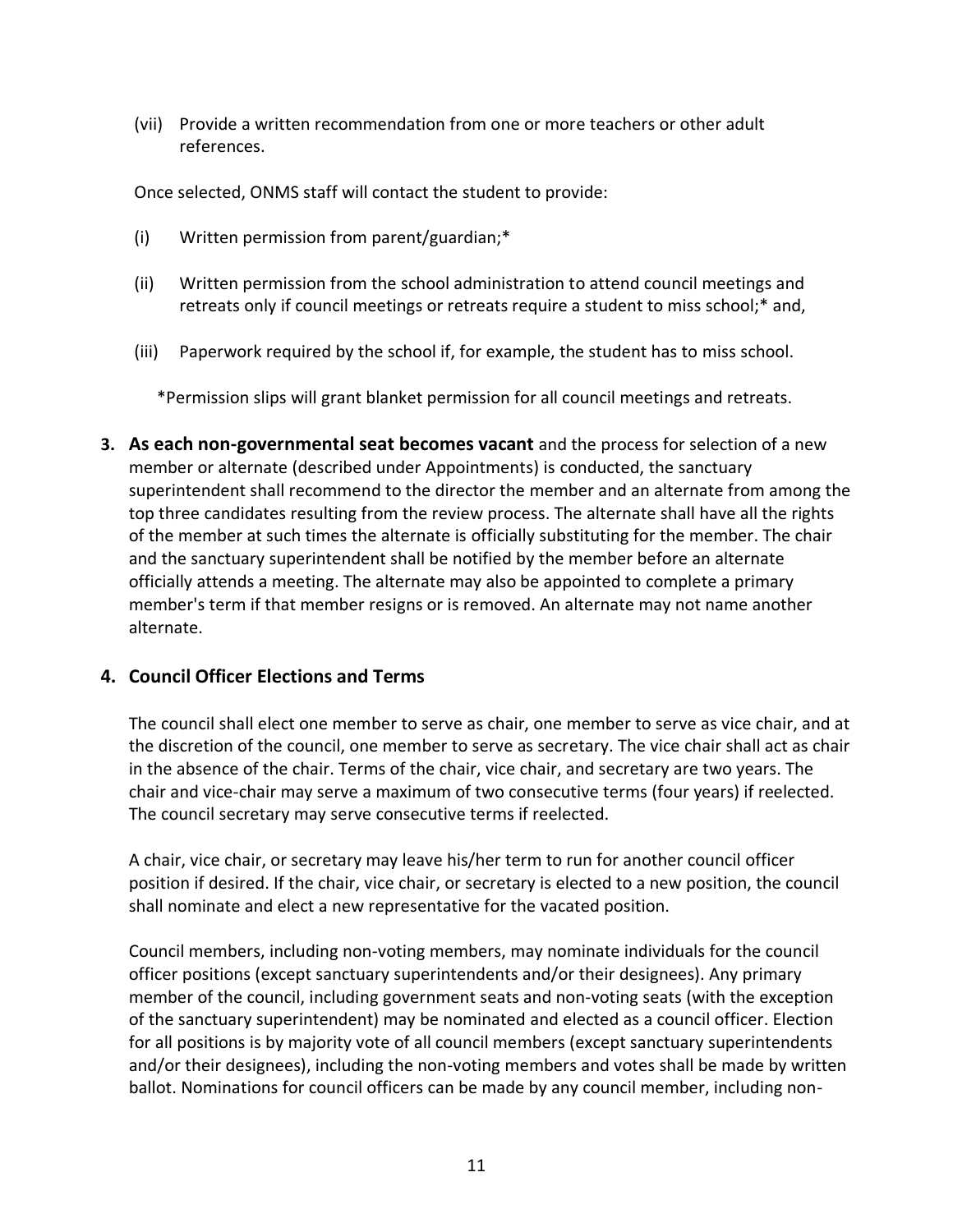(vii) Provide a written recommendation from one or more teachers or other adult references.

Once selected, ONMS staff will contact the student to provide:

(i) Written permission from parent/guardian;*

(ii) Written permission from the school administration to attend council meetings and retreats only if council meetings or retreats require a student to miss school;* and,

(iii) Paperwork required by the school if, for example, the student has to miss school.

*Permission slips will grant blanket permission for all council meetings and retreats.

3. **As each non-governmental seat becomes vacant** and the process for selection of a new member or alternate (described under Appointments) is conducted, the sanctuary superintendent shall recommend to the director the member and an alternate from among the top three candidates resulting from the review process. The alternate shall have all the rights of the member at such times the alternate is officially substituting for the member. The chair and the sanctuary superintendent shall be notified by the member before an alternate officially attends a meeting. The alternate may also be appointed to complete a primary member's term if that member resigns or is removed. An alternate may not name another alternate.

### 4. Council Officer Elections and Terms

The council shall elect one member to serve as chair, one member to serve as vice chair, and at the discretion of the council, one member to serve as secretary. The vice chair shall act as chair in the absence of the chair. Terms of the chair, vice chair, and secretary are two years. The chair and vice-chair may serve a maximum of two consecutive terms (four years) if reelected. The council secretary may serve consecutive terms if reelected.

A chair, vice chair, or secretary may leave his/her term to run for another council officer position if desired. If the chair, vice chair, or secretary is elected to a new position, the council shall nominate and elect a new representative for the vacated position.

Council members, including non-voting members, may nominate individuals for the council officer positions (except sanctuary superintendents and/or their designees). Any primary member of the council, including government seats and non-voting seats (with the exception of the sanctuary superintendent) may be nominated and elected as a council officer. Election for all positions is by majority vote of all council members (except sanctuary superintendents and/or their designees), including the non-voting members and votes shall be made by written ballot. Nominations for council officers can be made by any council member, including non-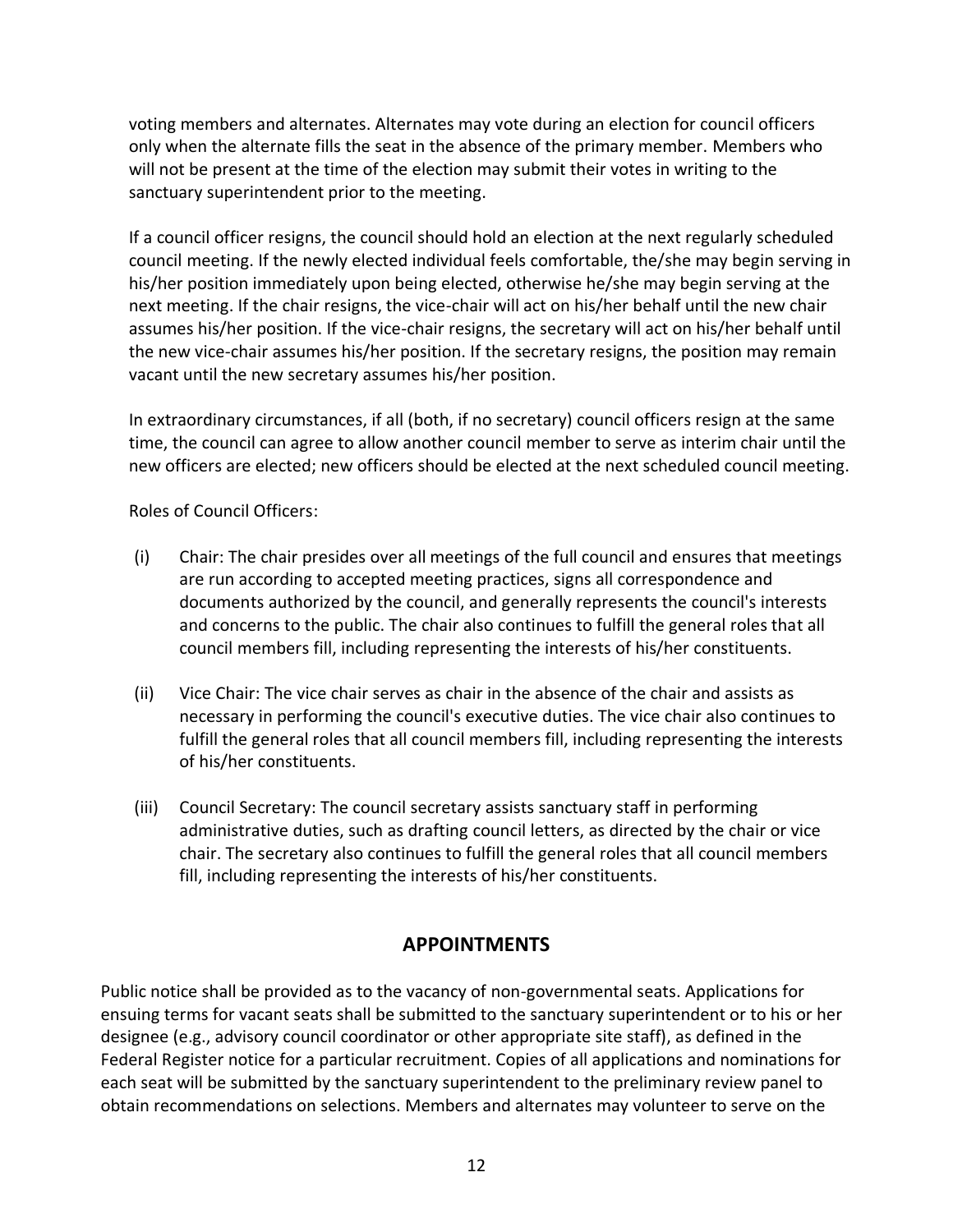voting members and alternates. Alternates may vote during an election for council officers only when the alternate fills the seat in the absence of the primary member. Members who will not be present at the time of the election may submit their votes in writing to the sanctuary superintendent prior to the meeting.

If a council officer resigns, the council should hold an election at the next regularly scheduled council meeting. If the newly elected individual feels comfortable, the/she may begin serving in his/her position immediately upon being elected, otherwise he/she may begin serving at the next meeting. If the chair resigns, the vice-chair will act on his/her behalf until the new chair assumes his/her position. If the vice-chair resigns, the secretary will act on his/her behalf until the new vice-chair assumes his/her position. If the secretary resigns, the position may remain vacant until the new secretary assumes his/her position.

In extraordinary circumstances, if all (both, if no secretary) council officers resign at the same time, the council can agree to allow another council member to serve as interim chair until the new officers are elected; new officers should be elected at the next scheduled council meeting.

Roles of Council Officers:

(i) Chair: The chair presides over all meetings of the full council and ensures that meetings are run according to accepted meeting practices, signs all correspondence and documents authorized by the council, and generally represents the council's interests and concerns to the public. The chair also continues to fulfill the general roles that all council members fill, including representing the interests of his/her constituents.

(ii) Vice Chair: The vice chair serves as chair in the absence of the chair and assists as necessary in performing the council's executive duties. The vice chair also continues to fulfill the general roles that all council members fill, including representing the interests of his/her constituents.

(iii) Council Secretary: The council secretary assists sanctuary staff in performing administrative duties, such as drafting council letters, as directed by the chair or vice chair. The secretary also continues to fulfill the general roles that all council members fill, including representing the interests of his/her constituents.

## APPOINTMENTS

Public notice shall be provided as to the vacancy of non-governmental seats. Applications for ensuing terms for vacant seats shall be submitted to the sanctuary superintendent or to his or her designee (e.g., advisory council coordinator or other appropriate site staff), as defined in the Federal Register notice for a particular recruitment. Copies of all applications and nominations for each seat will be submitted by the sanctuary superintendent to the preliminary review panel to obtain recommendations on selections. Members and alternates may volunteer to serve on the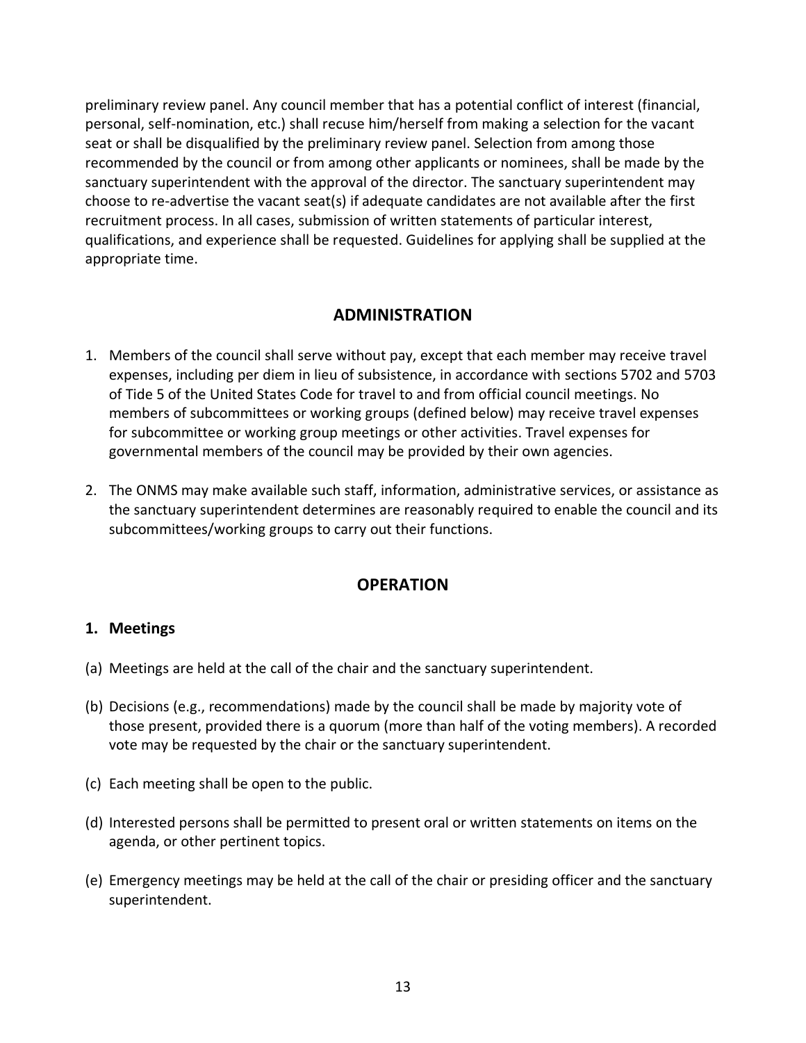preliminary review panel. Any council member that has a potential conflict of interest (financial, personal, self-nomination, etc.) shall recuse him/herself from making a selection for the vacant seat or shall be disqualified by the preliminary review panel. Selection from among those recommended by the council or from among other applicants or nominees, shall be made by the sanctuary superintendent with the approval of the director. The sanctuary superintendent may choose to re-advertise the vacant seat(s) if adequate candidates are not available after the first recruitment process. In all cases, submission of written statements of particular interest, qualifications, and experience shall be requested. Guidelines for applying shall be supplied at the appropriate time.

## ADMINISTRATION

1. Members of the council shall serve without pay, except that each member may receive travel expenses, including per diem in lieu of subsistence, in accordance with sections 5702 and 5703 of Tide 5 of the United States Code for travel to and from official council meetings. No members of subcommittees or working groups (defined below) may receive travel expenses for subcommittee or working group meetings or other activities. Travel expenses for governmental members of the council may be provided by their own agencies.

2. The ONMS may make available such staff, information, administrative services, or assistance as the sanctuary superintendent determines are reasonably required to enable the council and its subcommittees/working groups to carry out their functions.

## OPERATION

### 1. Meetings

(a) Meetings are held at the call of the chair and the sanctuary superintendent.

(b) Decisions (e.g., recommendations) made by the council shall be made by majority vote of those present, provided there is a quorum (more than half of the voting members). A recorded vote may be requested by the chair or the sanctuary superintendent.

(c) Each meeting shall be open to the public.

(d) Interested persons shall be permitted to present oral or written statements on items on the agenda, or other pertinent topics.

(e) Emergency meetings may be held at the call of the chair or presiding officer and the sanctuary superintendent.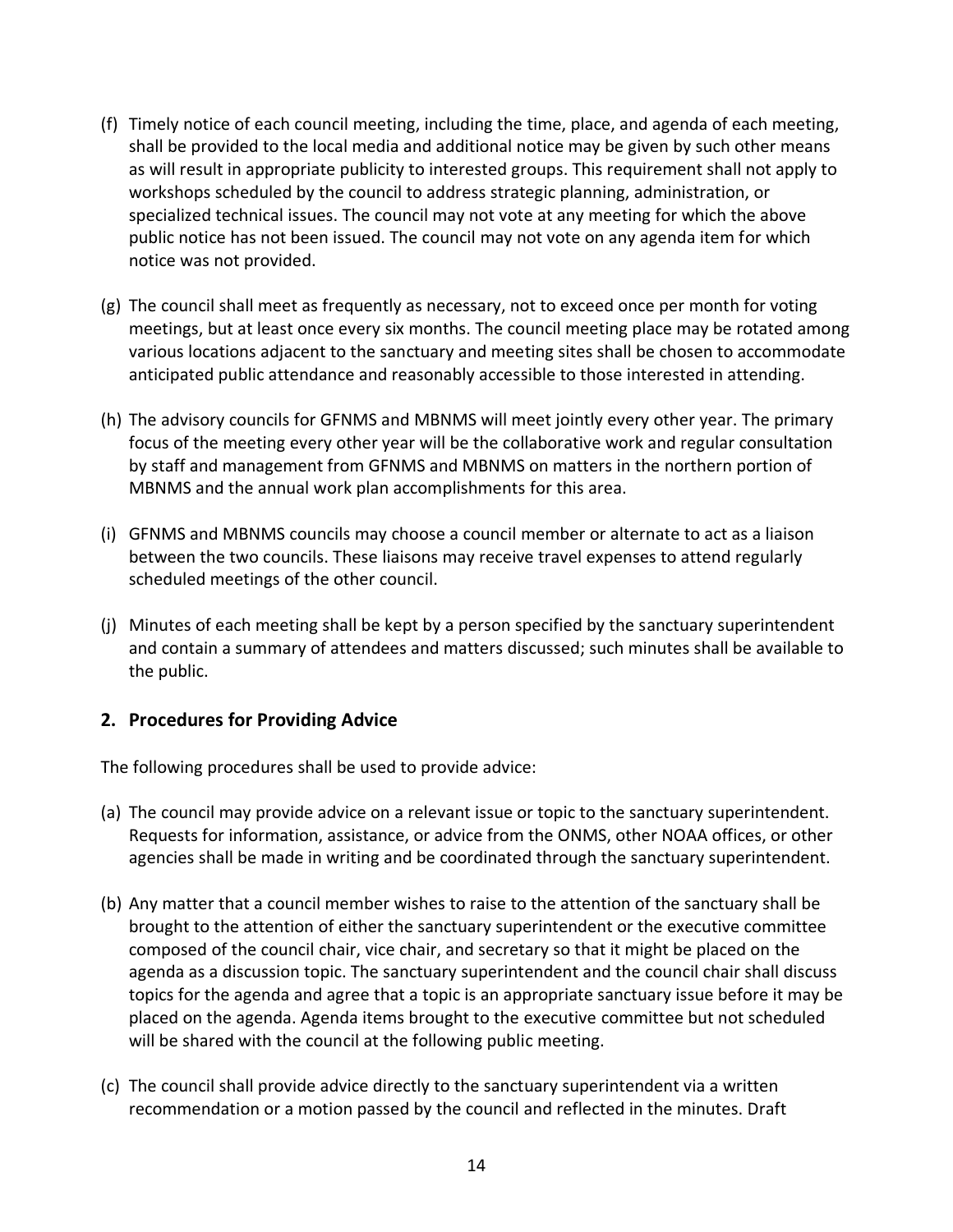(f) Timely notice of each council meeting, including the time, place, and agenda of each meeting, shall be provided to the local media and additional notice may be given by such other means as will result in appropriate publicity to interested groups. This requirement shall not apply to workshops scheduled by the council to address strategic planning, administration, or specialized technical issues. The council may not vote at any meeting for which the above public notice has not been issued. The council may not vote on any agenda item for which notice was not provided.

(g) The council shall meet as frequently as necessary, not to exceed once per month for voting meetings, but at least once every six months. The council meeting place may be rotated among various locations adjacent to the sanctuary and meeting sites shall be chosen to accommodate anticipated public attendance and reasonably accessible to those interested in attending.

(h) The advisory councils for GFNMS and MBNMS will meet jointly every other year. The primary focus of the meeting every other year will be the collaborative work and regular consultation by staff and management from GFNMS and MBNMS on matters in the northern portion of MBNMS and the annual work plan accomplishments for this area.

(i) GFNMS and MBNMS councils may choose a council member or alternate to act as a liaison between the two councils. These liaisons may receive travel expenses to attend regularly scheduled meetings of the other council.

(j) Minutes of each meeting shall be kept by a person specified by the sanctuary superintendent and contain a summary of attendees and matters discussed; such minutes shall be available to the public.

## 2. Procedures for Providing Advice

The following procedures shall be used to provide advice:

(a) The council may provide advice on a relevant issue or topic to the sanctuary superintendent. Requests for information, assistance, or advice from the ONMS, other NOAA offices, or other agencies shall be made in writing and be coordinated through the sanctuary superintendent.

(b) Any matter that a council member wishes to raise to the attention of the sanctuary shall be brought to the attention of either the sanctuary superintendent or the executive committee composed of the council chair, vice chair, and secretary so that it might be placed on the agenda as a discussion topic. The sanctuary superintendent and the council chair shall discuss topics for the agenda and agree that a topic is an appropriate sanctuary issue before it may be placed on the agenda. Agenda items brought to the executive committee but not scheduled will be shared with the council at the following public meeting.

(c) The council shall provide advice directly to the sanctuary superintendent via a written recommendation or a motion passed by the council and reflected in the minutes. Draft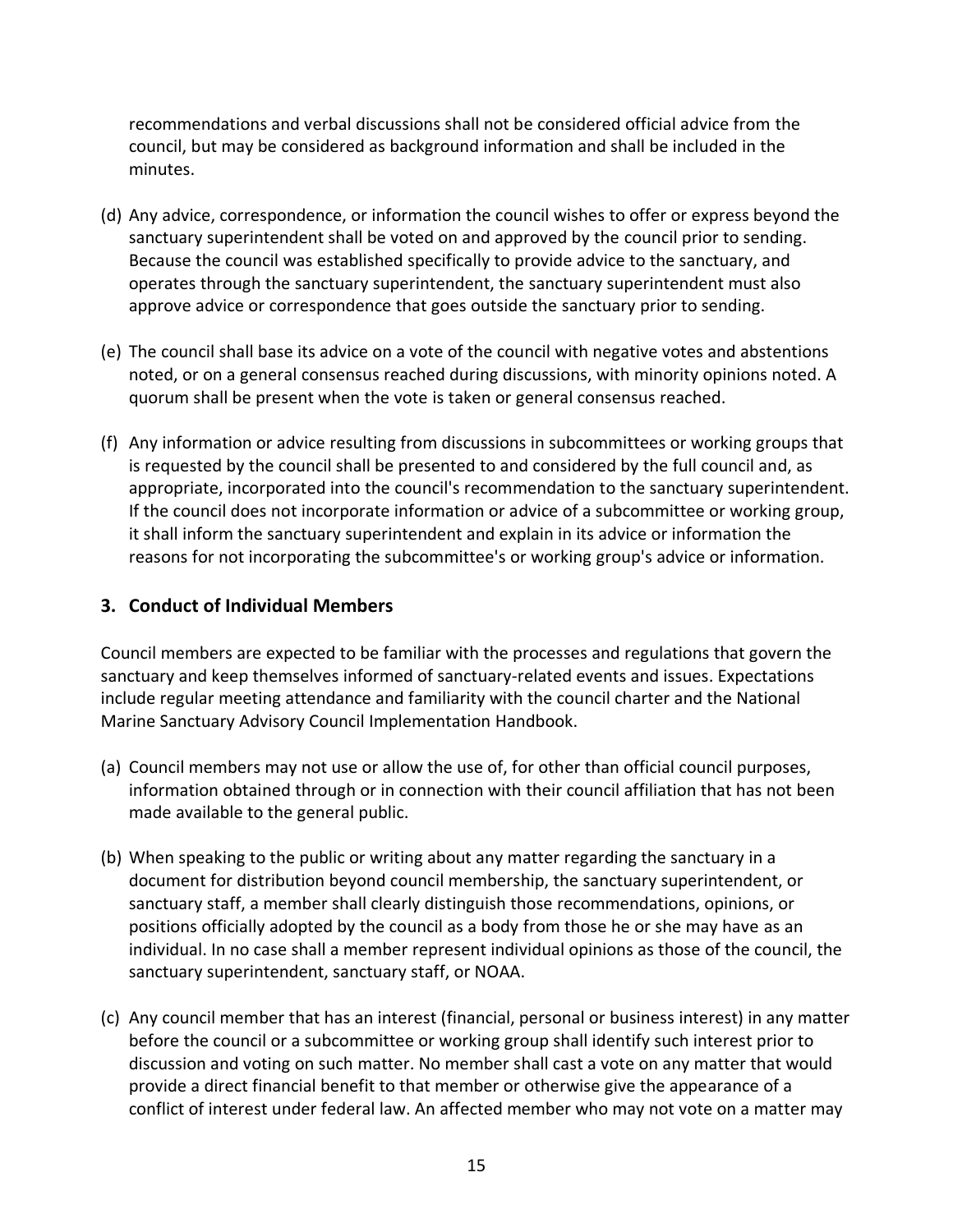recommendations and verbal discussions shall not be considered official advice from the council, but may be considered as background information and shall be included in the minutes.

(d) Any advice, correspondence, or information the council wishes to offer or express beyond the sanctuary superintendent shall be voted on and approved by the council prior to sending. Because the council was established specifically to provide advice to the sanctuary, and operates through the sanctuary superintendent, the sanctuary superintendent must also approve advice or correspondence that goes outside the sanctuary prior to sending.

(e) The council shall base its advice on a vote of the council with negative votes and abstentions noted, or on a general consensus reached during discussions, with minority opinions noted. A quorum shall be present when the vote is taken or general consensus reached.

(f) Any information or advice resulting from discussions in subcommittees or working groups that is requested by the council shall be presented to and considered by the full council and, as appropriate, incorporated into the council's recommendation to the sanctuary superintendent. If the council does not incorporate information or advice of a subcommittee or working group, it shall inform the sanctuary superintendent and explain in its advice or information the reasons for not incorporating the subcommittee's or working group's advice or information.

## 3. Conduct of Individual Members

Council members are expected to be familiar with the processes and regulations that govern the sanctuary and keep themselves informed of sanctuary-related events and issues. Expectations include regular meeting attendance and familiarity with the council charter and the National Marine Sanctuary Advisory Council Implementation Handbook.

(a) Council members may not use or allow the use of, for other than official council purposes, information obtained through or in connection with their council affiliation that has not been made available to the general public.

(b) When speaking to the public or writing about any matter regarding the sanctuary in a document for distribution beyond council membership, the sanctuary superintendent, or sanctuary staff, a member shall clearly distinguish those recommendations, opinions, or positions officially adopted by the council as a body from those he or she may have as an individual. In no case shall a member represent individual opinions as those of the council, the sanctuary superintendent, sanctuary staff, or NOAA.

(c) Any council member that has an interest (financial, personal or business interest) in any matter before the council or a subcommittee or working group shall identify such interest prior to discussion and voting on such matter. No member shall cast a vote on any matter that would provide a direct financial benefit to that member or otherwise give the appearance of a conflict of interest under federal law. An affected member who may not vote on a matter may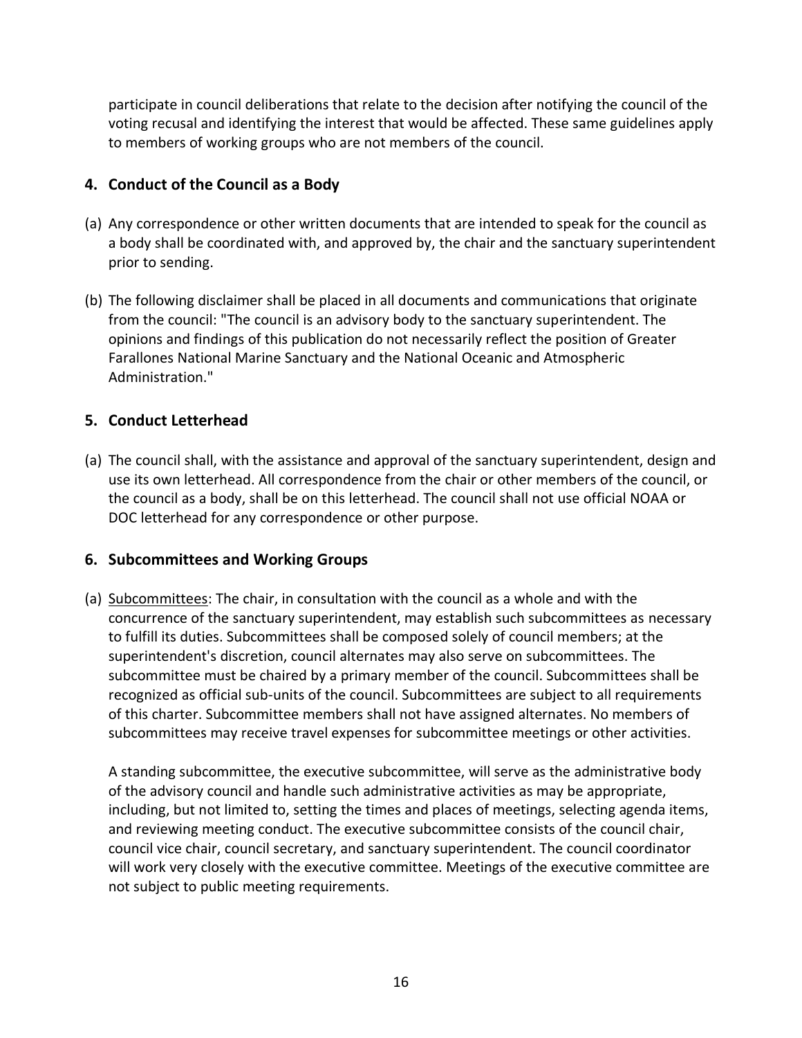participate in council deliberations that relate to the decision after notifying the council of the voting recusal and identifying the interest that would be affected. These same guidelines apply to members of working groups who are not members of the council.

## 4. Conduct of the Council as a Body

(a) Any correspondence or other written documents that are intended to speak for the council as a body shall be coordinated with, and approved by, the chair and the sanctuary superintendent prior to sending.

(b) The following disclaimer shall be placed in all documents and communications that originate from the council: "The council is an advisory body to the sanctuary superintendent. The opinions and findings of this publication do not necessarily reflect the position of Greater Farallones National Marine Sanctuary and the National Oceanic and Atmospheric Administration."

## 5. Conduct Letterhead

(a) The council shall, with the assistance and approval of the sanctuary superintendent, design and use its own letterhead. All correspondence from the chair or other members of the council, or the council as a body, shall be on this letterhead. The council shall not use official NOAA or DOC letterhead for any correspondence or other purpose.

## 6. Subcommittees and Working Groups

(a) Subcommittees: The chair, in consultation with the council as a whole and with the concurrence of the sanctuary superintendent, may establish such subcommittees as necessary to fulfill its duties. Subcommittees shall be composed solely of council members; at the superintendent's discretion, council alternates may also serve on subcommittees. The subcommittee must be chaired by a primary member of the council. Subcommittees shall be recognized as official sub-units of the council. Subcommittees are subject to all requirements of this charter. Subcommittee members shall not have assigned alternates. No members of subcommittees may receive travel expenses for subcommittee meetings or other activities.

A standing subcommittee, the executive subcommittee, will serve as the administrative body of the advisory council and handle such administrative activities as may be appropriate, including, but not limited to, setting the times and places of meetings, selecting agenda items, and reviewing meeting conduct. The executive subcommittee consists of the council chair, council vice chair, council secretary, and sanctuary superintendent. The council coordinator will work very closely with the executive committee. Meetings of the executive committee are not subject to public meeting requirements.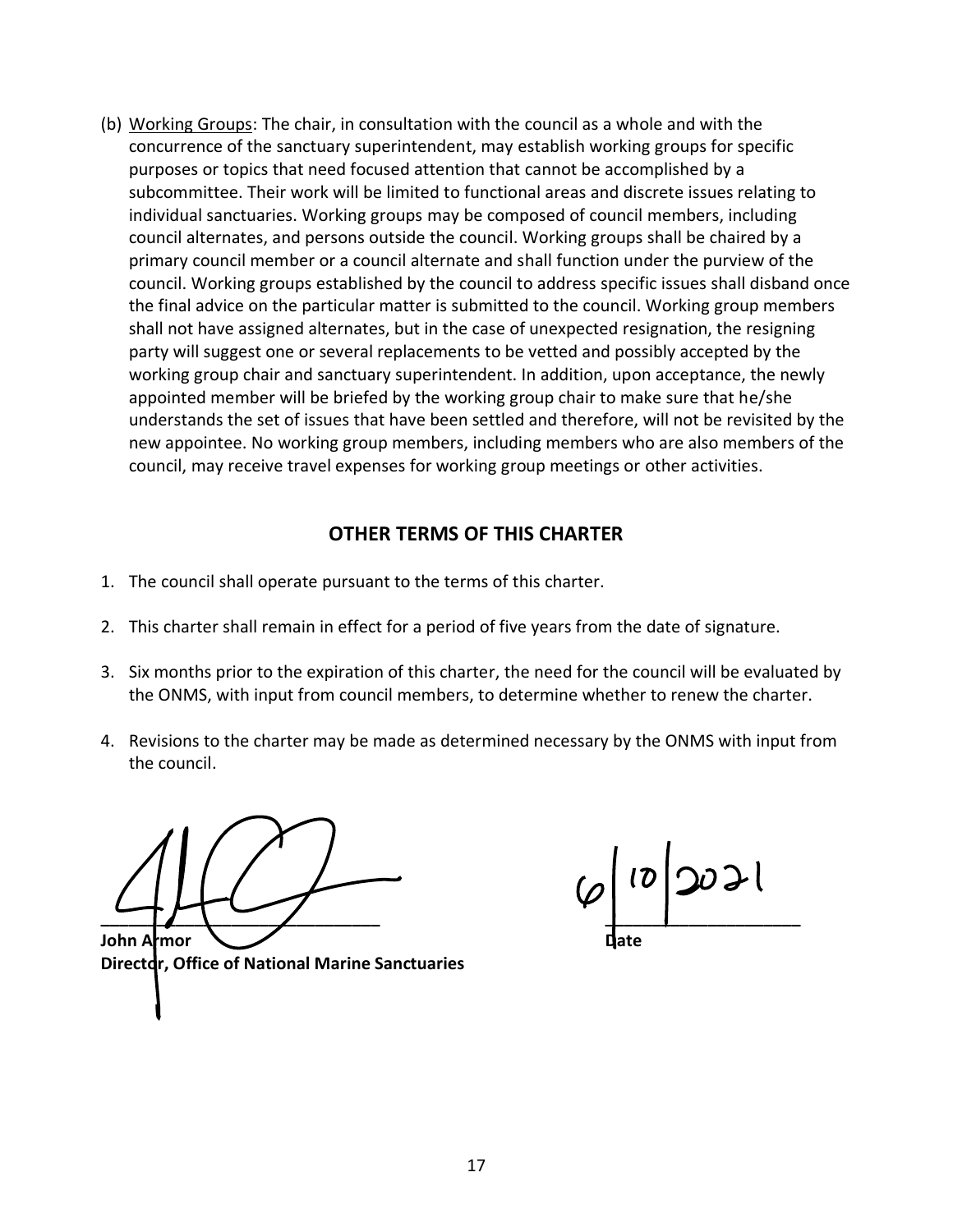(b) Working Groups: The chair, in consultation with the council as a whole and with the concurrence of the sanctuary superintendent, may establish working groups for specific purposes or topics that need focused attention that cannot be accomplished by a subcommittee. Their work will be limited to functional areas and discrete issues relating to individual sanctuaries. Working groups may be composed of council members, including council alternates, and persons outside the council. Working groups shall be chaired by a primary council member or a council alternate and shall function under the purview of the council. Working groups established by the council to address specific issues shall disband once the final advice on the particular matter is submitted to the council. Working group members shall not have assigned alternates, but in the case of unexpected resignation, the resigning party will suggest one or several replacements to be vetted and possibly accepted by the working group chair and sanctuary superintendent. In addition, upon acceptance, the newly appointed member will be briefed by the working group chair to make sure that he/she understands the set of issues that have been settled and therefore, will not be revisited by the new appointee. No working group members, including members who are also members of the council, may receive travel expenses for working group meetings or other activities.

## OTHER TERMS OF THIS CHARTER

1. The council shall operate pursuant to the terms of this charter.
2. This charter shall remain in effect for a period of five years from the date of signature.
3. Six months prior to the expiration of this charter, the need for the council will be evaluated by the ONMS, with input from council members, to determine whether to renew the charter.
4. Revisions to the charter may be made as determined necessary by the ONMS with input from the council.

6/10/2021

**John Armor** — **Date**
**Director, Office of National Marine Sanctuaries**